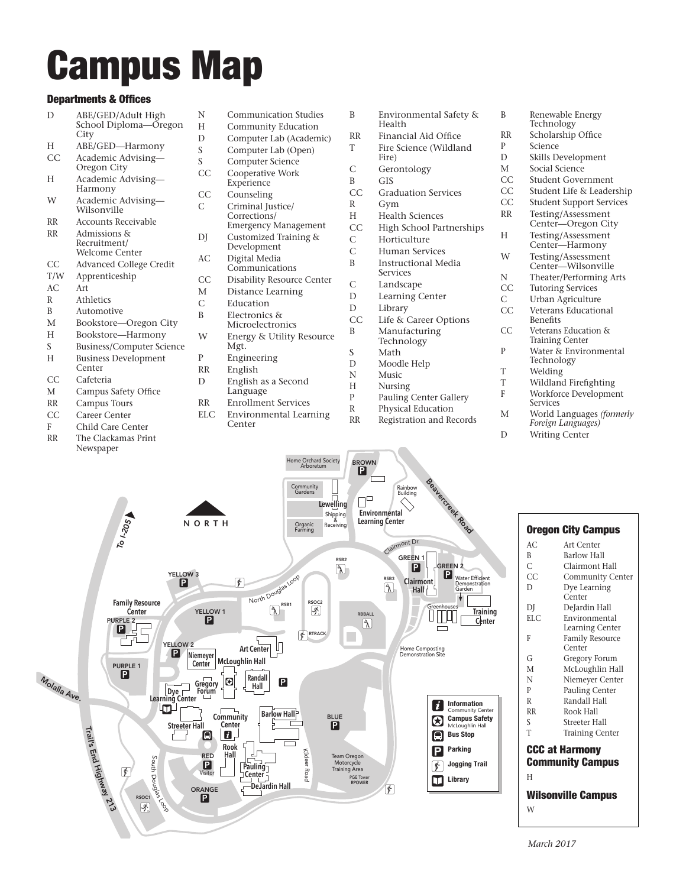# Campus Map

## Departments & Offices

| Code | Department/Office |
|---|---|
| D | ABE/GED/Adult High School Diploma—Oregon City |
| H | ABE/GED—Harmony |
| CC | Academic Advising—Oregon City |
| H | Academic Advising—Harmony |
| W | Academic Advising—Wilsonville |
| RR | Accounts Receivable |
| RR | Admissions & Recruitment/ Welcome Center |
| CC | Advanced College Credit |
| T/W | Apprenticeship |
| AC | Art |
| R | Athletics |
| B | Automotive |
| M | Bookstore—Oregon City |
| H | Bookstore—Harmony |
| S | Business/Computer Science |
| H | Business Development Center |
| CC | Cafeteria |
| M | Campus Safety Office |
| RR | Campus Tours |
| CC | Career Center |
| F | Child Care Center |
| RR | The Clackamas Print Newspaper |
| N | Communication Studies |
| H | Community Education |
| D | Computer Lab (Academic) |
| S | Computer Lab (Open) |
| S | Computer Science |
| CC | Cooperative Work Experience |
| CC | Counseling |
| C | Criminal Justice/ Corrections/ Emergency Management |
| DJ | Customized Training & Development |
| AC | Digital Media Communications |
| CC | Disability Resource Center |
| M | Distance Learning |
| C | Education |
| B | Electronics & Microelectronics |
| W | Energy & Utility Resource Mgt. |
| P | Engineering |
| RR | English |
| D | English as a Second Language |
| RR | Enrollment Services |
| ELC | Environmental Learning Center |
| B | Environmental Safety & Health |
| RR | Financial Aid Office |
| T | Fire Science (Wildland Fire) |
| C | Gerontology |
| B | GIS |
| CC | Graduation Services |
| R | Gym |
| H | Health Sciences |
| CC | High School Partnerships |
| C | Horticulture |
| C | Human Services |
| B | Instructional Media Services |
| C | Landscape |
| D | Learning Center |
| D | Library |
| CC | Life & Career Options |
| B | Manufacturing Technology |
| S | Math |
| D | Moodle Help |
| N | Music |
| H | Nursing |
| P | Pauling Center Gallery |
| R | Physical Education |
| RR | Registration and Records |
| B | Renewable Energy Technology |
| RR | Scholarship Office |
| P | Science |
| D | Skills Development |
| M | Social Science |
| CC | Student Government |
| CC | Student Life & Leadership |
| CC | Student Support Services |
| RR | Testing/Assessment Center—Oregon City |
| H | Testing/Assessment Center—Harmony |
| W | Testing/Assessment Center—Wilsonville |
| N | Theater/Performing Arts |
| CC | Tutoring Services |
| C | Urban Agriculture |
| CC | Veterans Educational Benefits |
| CC | Veterans Education & Training Center |
| P | Water & Environmental Technology |
| T | Welding |
| T | Wildland Firefighting |
| F | Workforce Development Services |
| M | World Languages *(formerly Foreign Languages)* |
| D | Writing Center |

## Oregon City Campus

| Code | Building |
|---|---|
| AC | Art Center |
| B | Barlow Hall |
| C | Clairmont Hall |
| CC | Community Center |
| D | Dye Learning Center |
| DJ | DeJardin Hall |
| ELC | Environmental Learning Center |
| F | Family Resource Center |
| G | Gregory Forum |
| M | McLoughlin Hall |
| N | Niemeyer Center |
| P | Pauling Center |
| R | Randall Hall |
| RR | Rook Hall |
| S | Streeter Hall |
| T | Training Center |

## CCC at Harmony Community Campus

H

## Wilsonville Campus

W

*March 2017*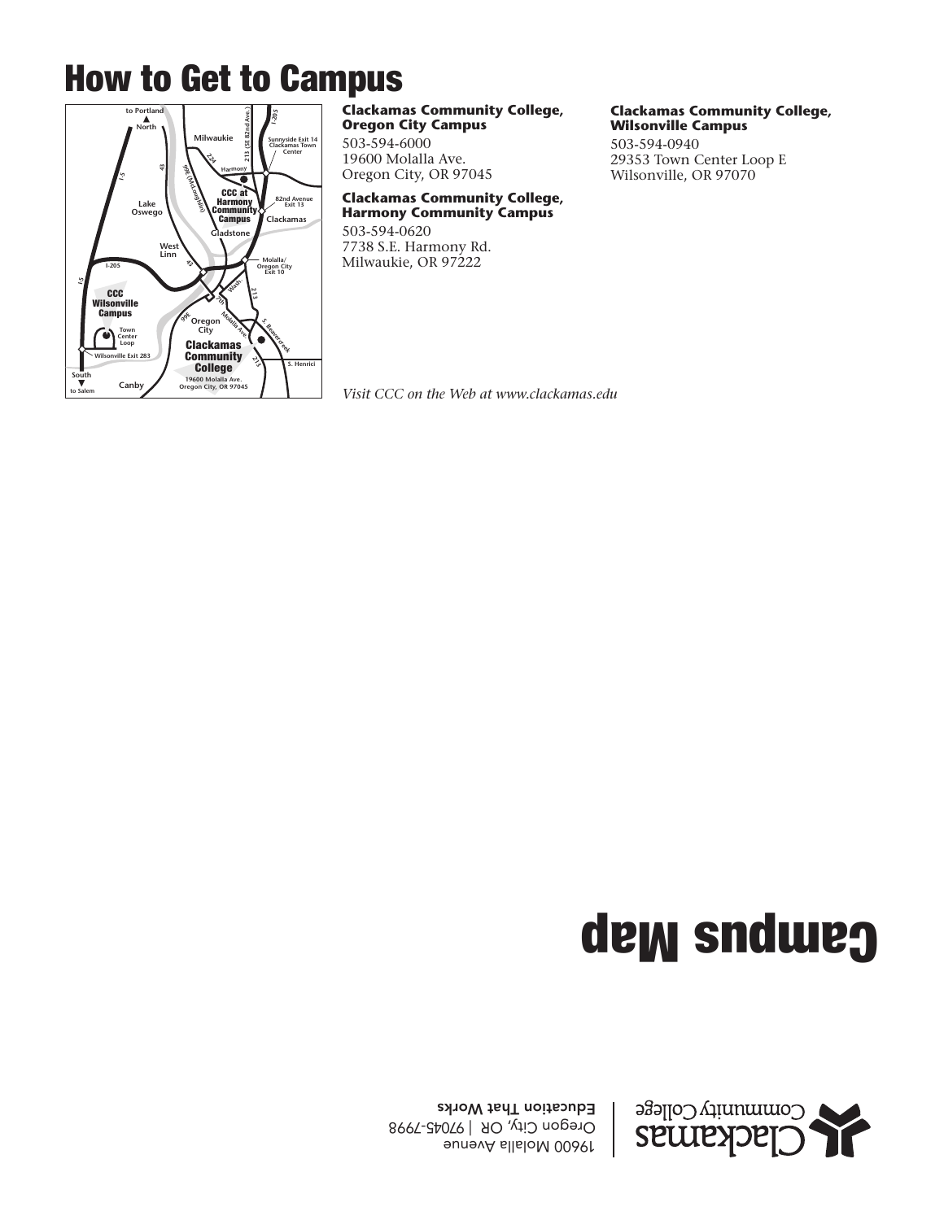# How to Get to Campus

to Portland
North

Milwaukie
I-205
213 (SE 82nd Ave.)
Sunnyside Exit 14 Clackamas Town Center
224
Harmony
43
I-5
99E (McLoughlin)
Lake Oswego
CCC at Harmony Community Campus
82nd Avenue Exit 13
Clackamas
Gladstone
West Linn
I-205
43
Molalla/ Oregon City Exit 10
Wash.
213
I-5
CCC Wilsonville Campus
7th
99E
Oregon City
Molalla Ave.
S. Beavercreek
Town Center Loop
Wilsonville Exit 283
Clackamas Community College
213
S. Henrici
South
to Salem
Canby
19600 Molalla Ave. Oregon City, OR 97045

**Clackamas Community College, Oregon City Campus**
503-594-6000
19600 Molalla Ave.
Oregon City, OR 97045

**Clackamas Community College, Harmony Community Campus**
503-594-0620
7738 S.E. Harmony Rd.
Milwaukie, OR 97222

**Clackamas Community College, Wilsonville Campus**
503-594-0940
29353 Town Center Loop E
Wilsonville, OR 97070

*Visit CCC on the Web at www.clackamas.edu*

# Campus Map

Clackamas Community College

19600 Molalla Avenue
Oregon City, OR | 97045-7998
**Education That Works**